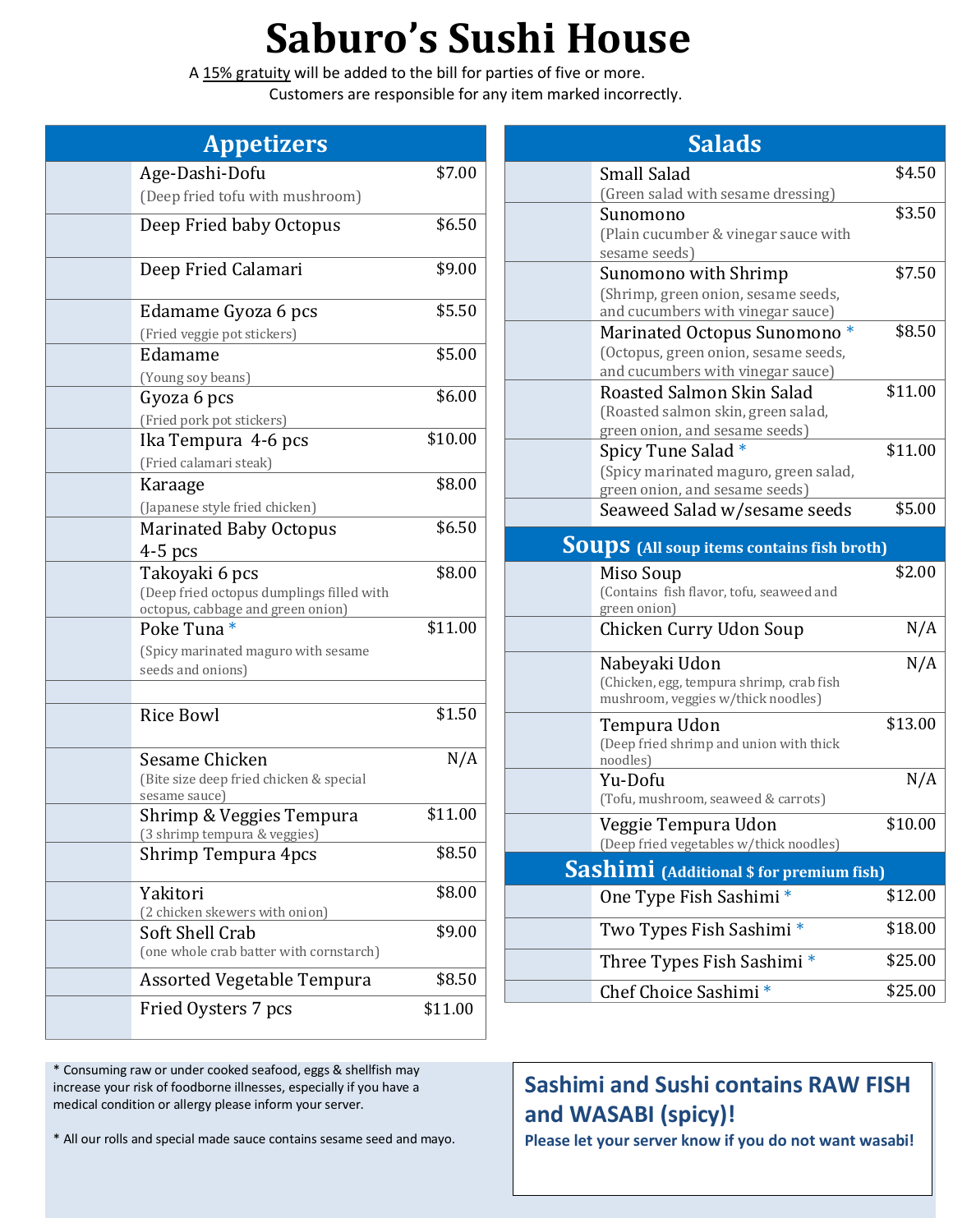# Saburo's Sushi House

A 15% gratuity will be added to the bill for parties of five or more.
Customers are responsible for any item marked incorrectly.

## Appetizers

| Item | Price |
|---|---|
| Age-Dashi-Dofu (Deep fried tofu with mushroom) | $7.00 |
| Deep Fried baby Octopus | $6.50 |
| Deep Fried Calamari | $9.00 |
| Edamame Gyoza 6 pcs (Fried veggie pot stickers) | $5.50 |
| Edamame (Young soy beans) | $5.00 |
| Gyoza 6 pcs (Fried pork pot stickers) | $6.00 |
| Ika Tempura 4-6 pcs (Fried calamari steak) | $10.00 |
| Karaage (Japanese style fried chicken) | $8.00 |
| Marinated Baby Octopus 4-5 pcs | $6.50 |
| Takoyaki 6 pcs (Deep fried octopus dumplings filled with octopus, cabbage and green onion) | $8.00 |
| Poke Tuna * (Spicy marinated maguro with sesame seeds and onions) | $11.00 |
| | |
| Rice Bowl | $1.50 |
| Sesame Chicken (Bite size deep fried chicken & special sesame sauce) | N/A |
| Shrimp & Veggies Tempura (3 shrimp tempura & veggies) | $11.00 |
| Shrimp Tempura 4pcs | $8.50 |
| Yakitori (2 chicken skewers with onion) | $8.00 |
| Soft Shell Crab (one whole crab batter with cornstarch) | $9.00 |
| Assorted Vegetable Tempura | $8.50 |
| Fried Oysters 7 pcs | $11.00 |

## Salads

| Item | Price |
|---|---|
| Small Salad (Green salad with sesame dressing) | $4.50 |
| Sunomono (Plain cucumber & vinegar sauce with sesame seeds) | $3.50 |
| Sunomono with Shrimp (Shrimp, green onion, sesame seeds, and cucumbers with vinegar sauce) | $7.50 |
| Marinated Octopus Sunomono * (Octopus, green onion, sesame seeds, and cucumbers with vinegar sauce) | $8.50 |
| Roasted Salmon Skin Salad (Roasted salmon skin, green salad, green onion, and sesame seeds) | $11.00 |
| Spicy Tune Salad * (Spicy marinated maguro, green salad, green onion, and sesame seeds) | $11.00 |
| Seaweed Salad w/sesame seeds | $5.00 |

## Soups (All soup items contains fish broth)

| Item | Price |
|---|---|
| Miso Soup (Contains fish flavor, tofu, seaweed and green onion) | $2.00 |
| Chicken Curry Udon Soup | N/A |
| Nabeyaki Udon (Chicken, egg, tempura shrimp, crab fish mushroom, veggies w/thick noodles) | N/A |
| Tempura Udon (Deep fried shrimp and union with thick noodles) | $13.00 |
| Yu-Dofu (Tofu, mushroom, seaweed & carrots) | N/A |
| Veggie Tempura Udon (Deep fried vegetables w/thick noodles) | $10.00 |

## Sashimi (Additional $ for premium fish)

| Item | Price |
|---|---|
| One Type Fish Sashimi * | $12.00 |
| Two Types Fish Sashimi * | $18.00 |
| Three Types Fish Sashimi * | $25.00 |
| Chef Choice Sashimi * | $25.00 |

* Consuming raw or under cooked seafood, eggs & shellfish may increase your risk of foodborne illnesses, especially if you have a medical condition or allergy please inform your server.

* All our rolls and special made sauce contains sesame seed and mayo.

**Sashimi and Sushi contains RAW FISH and WASABI (spicy)!**

**Please let your server know if you do not want wasabi!**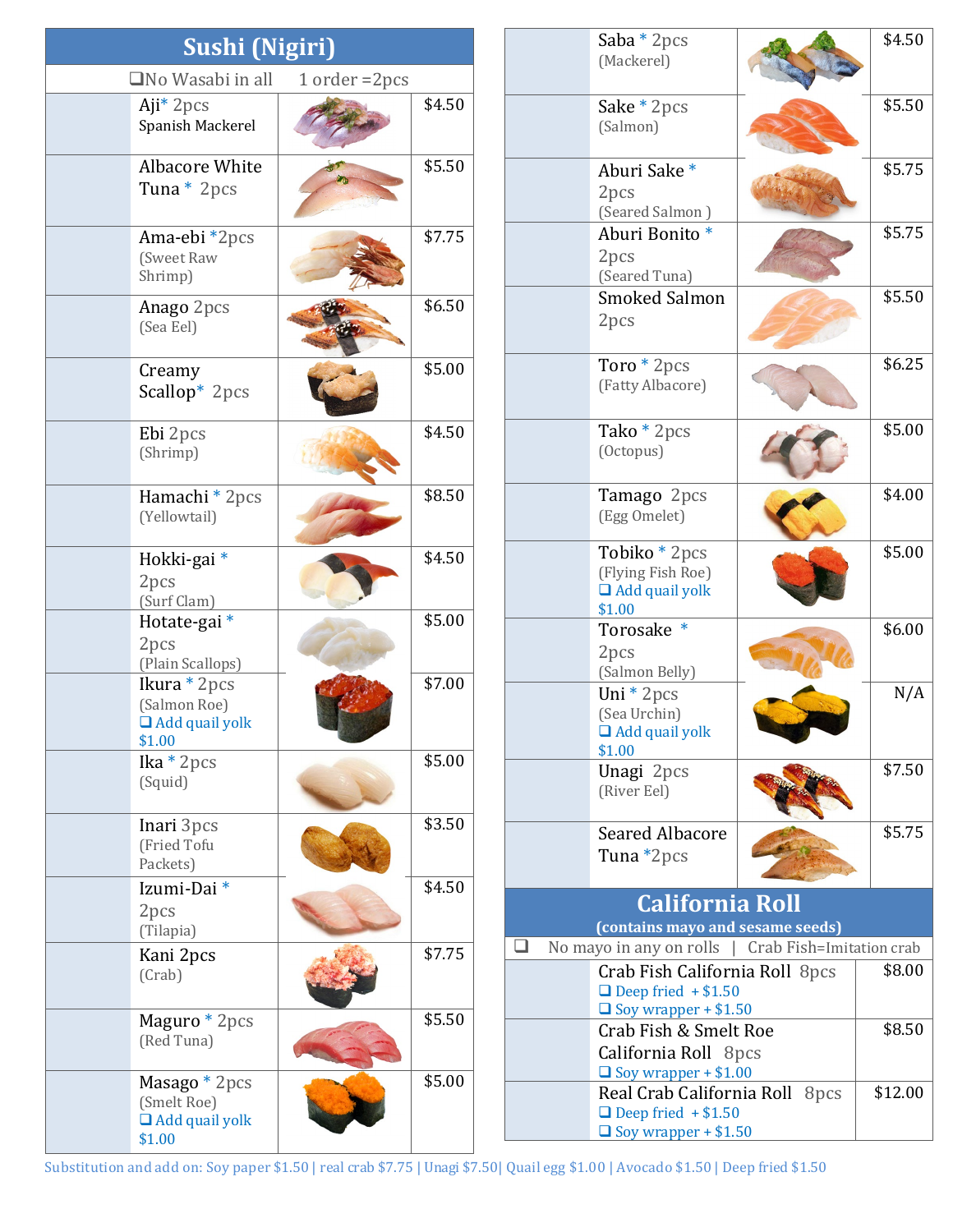## Sushi (Nigiri)

❑No Wasabi in all 1 order =2pcs

| Item | Price |
|---|---|
| Aji* 2pcs<br>Spanish Mackerel | $4.50 |
| Albacore White Tuna * 2pcs | $5.50 |
| Ama-ebi *2pcs<br>(Sweet Raw Shrimp) | $7.75 |
| Anago 2pcs<br>(Sea Eel) | $6.50 |
| Creamy Scallop* 2pcs | $5.00 |
| Ebi 2pcs<br>(Shrimp) | $4.50 |
| Hamachi * 2pcs<br>(Yellowtail) | $8.50 |
| Hokki-gai * 2pcs<br>(Surf Clam) | $4.50 |
| Hotate-gai * 2pcs<br>(Plain Scallops) | $5.00 |
| Ikura * 2pcs<br>(Salmon Roe)<br>❑ Add quail yolk $1.00 | $7.00 |
| Ika * 2pcs<br>(Squid) | $5.00 |
| Inari 3pcs<br>(Fried Tofu Packets) | $3.50 |
| Izumi-Dai * 2pcs<br>(Tilapia) | $4.50 |
| Kani 2pcs<br>(Crab) | $7.75 |
| Maguro * 2pcs<br>(Red Tuna) | $5.50 |
| Masago * 2pcs<br>(Smelt Roe)<br>❑ Add quail yolk $1.00 | $5.00 |
| Saba * 2pcs<br>(Mackerel) | $4.50 |
| Sake * 2pcs<br>(Salmon) | $5.50 |
| Aburi Sake * 2pcs<br>(Seared Salmon ) | $5.75 |
| Aburi Bonito * 2pcs<br>(Seared Tuna) | $5.75 |
| Smoked Salmon 2pcs | $5.50 |
| Toro * 2pcs<br>(Fatty Albacore) | $6.25 |
| Tako * 2pcs<br>(Octopus) | $5.00 |
| Tamago 2pcs<br>(Egg Omelet) | $4.00 |
| Tobiko * 2pcs<br>(Flying Fish Roe)<br>❑ Add quail yolk $1.00 | $5.00 |
| Torosake * 2pcs<br>(Salmon Belly) | $6.00 |
| Uni * 2pcs<br>(Sea Urchin)<br>❑ Add quail yolk $1.00 | N/A |
| Unagi 2pcs<br>(River Eel) | $7.50 |
| Seared Albacore Tuna *2pcs | $5.75 |

## California Roll

**(contains mayo and sesame seeds)**

❑ No mayo in any on rolls | Crab Fish=Imitation crab

| Item | Price |
|---|---|
| Crab Fish California Roll 8pcs<br>❑ Deep fried + $1.50<br>❑ Soy wrapper + $1.50 | $8.00 |
| Crab Fish & Smelt Roe California Roll 8pcs<br>❑ Soy wrapper + $1.00 | $8.50 |
| Real Crab California Roll 8pcs<br>❑ Deep fried + $1.50<br>❑ Soy wrapper + $1.50 | $12.00 |

Substitution and add on: Soy paper $1.50 | real crab $7.75 | Unagi $7.50| Quail egg $1.00 | Avocado $1.50 | Deep fried $1.50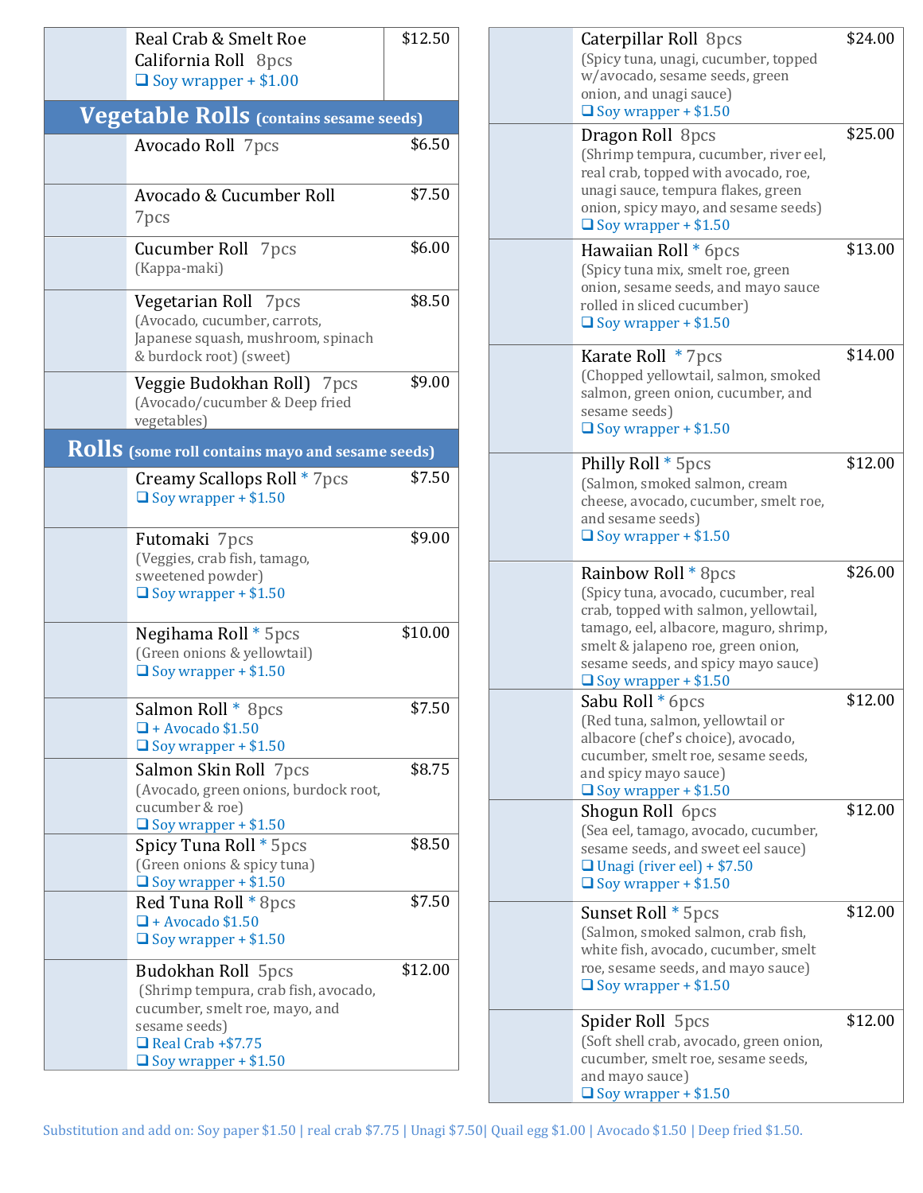Real Crab & Smelt Roe California Roll 8pcs — $12.50
- ❑ Soy wrapper + $1.00

## Vegetable Rolls (contains sesame seeds)

Avocado Roll 7pcs — $6.50

Avocado & Cucumber Roll 7pcs — $7.50

Cucumber Roll 7pcs — $6.00
(Kappa-maki)

Vegetarian Roll 7pcs — $8.50
(Avocado, cucumber, carrots, Japanese squash, mushroom, spinach & burdock root) (sweet)

Veggie Budokhan Roll) 7pcs — $9.00
(Avocado/cucumber & Deep fried vegetables)

## Rolls (some roll contains mayo and sesame seeds)

Creamy Scallops Roll * 7pcs — $7.50
- ❑ Soy wrapper + $1.50

Futomaki 7pcs — $9.00
(Veggies, crab fish, tamago, sweetened powder)
- ❑ Soy wrapper + $1.50

Negihama Roll * 5pcs — $10.00
(Green onions & yellowtail)
- ❑ Soy wrapper + $1.50

Salmon Roll * 8pcs — $7.50
- ❑ + Avocado $1.50
- ❑ Soy wrapper + $1.50

Salmon Skin Roll 7pcs — $8.75
(Avocado, green onions, burdock root, cucumber & roe)
- ❑ Soy wrapper + $1.50

Spicy Tuna Roll * 5pcs — $8.50
(Green onions & spicy tuna)
- ❑ Soy wrapper + $1.50

Red Tuna Roll * 8pcs — $7.50
- ❑ + Avocado $1.50
- ❑ Soy wrapper + $1.50

Budokhan Roll 5pcs — $12.00
(Shrimp tempura, crab fish, avocado, cucumber, smelt roe, mayo, and sesame seeds)
- ❑ Real Crab +$7.75
- ❑ Soy wrapper + $1.50

Caterpillar Roll 8pcs — $24.00
(Spicy tuna, unagi, cucumber, topped w/avocado, sesame seeds, green onion, and unagi sauce)
- ❑ Soy wrapper + $1.50

Dragon Roll 8pcs — $25.00
(Shrimp tempura, cucumber, river eel, real crab, topped with avocado, roe, unagi sauce, tempura flakes, green onion, spicy mayo, and sesame seeds)
- ❑ Soy wrapper + $1.50

Hawaiian Roll * 6pcs — $13.00
(Spicy tuna mix, smelt roe, green onion, sesame seeds, and mayo sauce rolled in sliced cucumber)
- ❑ Soy wrapper + $1.50

Karate Roll * 7pcs — $14.00
(Chopped yellowtail, salmon, smoked salmon, green onion, cucumber, and sesame seeds)
- ❑ Soy wrapper + $1.50

Philly Roll * 5pcs — $12.00
(Salmon, smoked salmon, cream cheese, avocado, cucumber, smelt roe, and sesame seeds)
- ❑ Soy wrapper + $1.50

Rainbow Roll * 8pcs — $26.00
(Spicy tuna, avocado, cucumber, real crab, topped with salmon, yellowtail, tamago, eel, albacore, maguro, shrimp, smelt & jalapeno roe, green onion, sesame seeds, and spicy mayo sauce)
- ❑ Soy wrapper + $1.50

Sabu Roll * 6pcs — $12.00
(Red tuna, salmon, yellowtail or albacore (chef's choice), avocado, cucumber, smelt roe, sesame seeds, and spicy mayo sauce)
- ❑ Soy wrapper + $1.50

Shogun Roll 6pcs — $12.00
(Sea eel, tamago, avocado, cucumber, sesame seeds, and sweet eel sauce)
- ❑ Unagi (river eel) + $7.50
- ❑ Soy wrapper + $1.50

Sunset Roll * 5pcs — $12.00
(Salmon, smoked salmon, crab fish, white fish, avocado, cucumber, smelt roe, sesame seeds, and mayo sauce)
- ❑ Soy wrapper + $1.50

Spider Roll 5pcs — $12.00
(Soft shell crab, avocado, green onion, cucumber, smelt roe, sesame seeds, and mayo sauce)
- ❑ Soy wrapper + $1.50

Substitution and add on: Soy paper $1.50 | real crab $7.75 | Unagi $7.50| Quail egg $1.00 | Avocado $1.50 | Deep fried $1.50.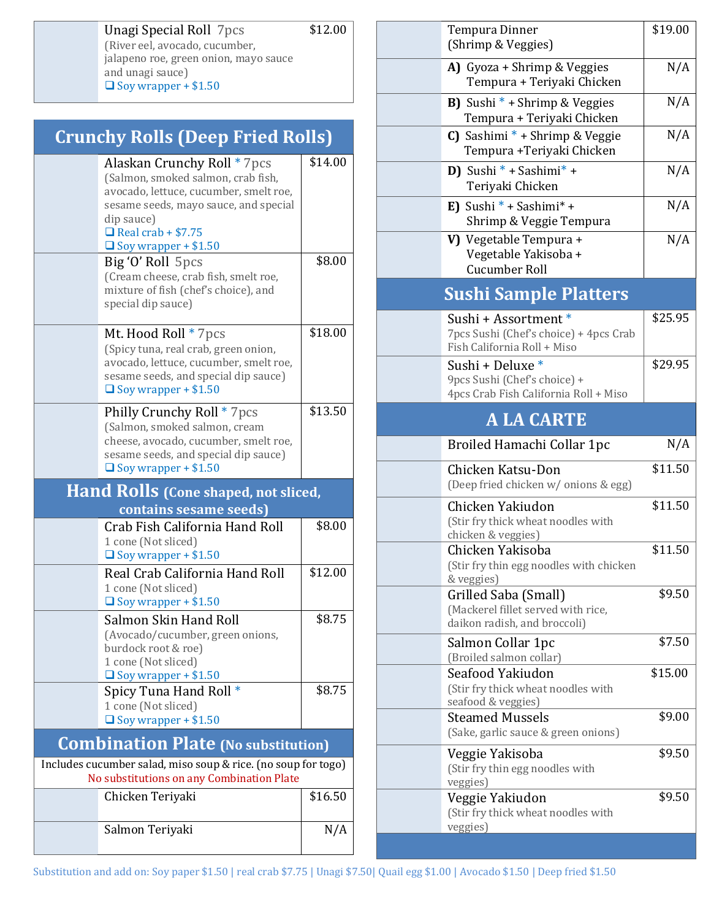| | | |
|---|---|---|
| | **Unagi Special Roll** 7pcs<br>(River eel, avocado, cucumber, jalapeno roe, green onion, mayo sauce and unagi sauce)<br>❑ Soy wrapper + $1.50 | $12.00 |

## Crunchy Rolls (Deep Fried Rolls)

| | | |
|---|---|---|
| | **Alaskan Crunchy Roll** * 7pcs<br>(Salmon, smoked salmon, crab fish, avocado, lettuce, cucumber, smelt roe, sesame seeds, mayo sauce, and special dip sauce)<br>❑ Real crab + $7.75<br>❑ Soy wrapper + $1.50 | $14.00 |
| | **Big 'O' Roll** 5pcs<br>(Cream cheese, crab fish, smelt roe, mixture of fish (chef's choice), and special dip sauce) | $8.00 |
| | **Mt. Hood Roll** * 7pcs<br>(Spicy tuna, real crab, green onion, avocado, lettuce, cucumber, smelt roe, sesame seeds, and special dip sauce)<br>❑ Soy wrapper + $1.50 | $18.00 |
| | **Philly Crunchy Roll** * 7pcs<br>(Salmon, smoked salmon, cream cheese, avocado, cucumber, smelt roe, sesame seeds, and special dip sauce)<br>❑ Soy wrapper + $1.50 | $13.50 |

## Hand Rolls (Cone shaped, not sliced, contains sesame seeds)

| | | |
|---|---|---|
| | **Crab Fish California Hand Roll**<br>1 cone (Not sliced)<br>❑ Soy wrapper + $1.50 | $8.00 |
| | **Real Crab California Hand Roll**<br>1 cone (Not sliced)<br>❑ Soy wrapper + $1.50 | $12.00 |
| | **Salmon Skin Hand Roll**<br>(Avocado/cucumber, green onions, burdock root & roe)<br>1 cone (Not sliced)<br>❑ Soy wrapper + $1.50 | $8.75 |
| | **Spicy Tuna Hand Roll** *<br>1 cone (Not sliced)<br>❑ Soy wrapper + $1.50 | $8.75 |

## Combination Plate (No substitution)

Includes cucumber salad, miso soup & rice. (no soup for togo)
No substitutions on any Combination Plate

| | | |
|---|---|---|
| | Chicken Teriyaki | $16.50 |
| | Salmon Teriyaki | N/A |
| | Tempura Dinner<br>(Shrimp & Veggies) | $19.00 |
| | **A)** Gyoza + Shrimp & Veggies Tempura + Teriyaki Chicken | N/A |
| | **B)** Sushi * + Shrimp & Veggies Tempura + Teriyaki Chicken | N/A |
| | **C)** Sashimi * + Shrimp & Veggie Tempura +Teriyaki Chicken | N/A |
| | **D)** Sushi * + Sashimi* + Teriyaki Chicken | N/A |
| | **E)** Sushi * + Sashimi* + Shrimp & Veggie Tempura | N/A |
| | **V)** Vegetable Tempura + Vegetable Yakisoba + Cucumber Roll | N/A |

## Sushi Sample Platters

| | | |
|---|---|---|
| | **Sushi + Assortment** *<br>7pcs Sushi (Chef's choice) + 4pcs Crab Fish California Roll + Miso | $25.95 |
| | **Sushi + Deluxe** *<br>9pcs Sushi (Chef's choice) + 4pcs Crab Fish California Roll + Miso | $29.95 |

## A LA CARTE

| | | |
|---|---|---|
| | Broiled Hamachi Collar 1pc | N/A |
| | **Chicken Katsu-Don**<br>(Deep fried chicken w/ onions & egg) | $11.50 |
| | **Chicken Yakiudon**<br>(Stir fry thick wheat noodles with chicken & veggies) | $11.50 |
| | **Chicken Yakisoba**<br>(Stir fry thin egg noodles with chicken & veggies) | $11.50 |
| | **Grilled Saba (Small)**<br>(Mackerel fillet served with rice, daikon radish, and broccoli) | $9.50 |
| | **Salmon Collar 1pc**<br>(Broiled salmon collar) | $7.50 |
| | **Seafood Yakiudon**<br>(Stir fry thick wheat noodles with seafood & veggies) | $15.00 |
| | **Steamed Mussels**<br>(Sake, garlic sauce & green onions) | $9.00 |
| | **Veggie Yakisoba**<br>(Stir fry thin egg noodles with veggies) | $9.50 |
| | **Veggie Yakiudon**<br>(Stir fry thick wheat noodles with veggies) | $9.50 |

Substitution and add on: Soy paper $1.50 | real crab $7.75 | Unagi $7.50| Quail egg $1.00 | Avocado $1.50 | Deep fried $1.50